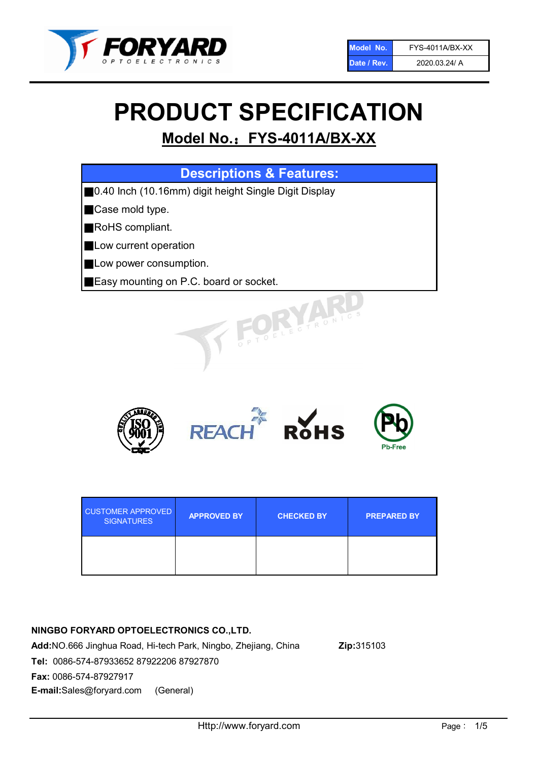| Model No. | FYS-4011A/BX-XX |
| --- | --- |
| Date / Rev. | 2020.03.24/ A |

# PRODUCT SPECIFICATION

## Model No.：FYS-4011A/BX-XX

| Descriptions & Features: |
| --- |
| ■0.40 Inch (10.16mm) digit height Single Digit Display |
| ■Case mold type. |
| ■RoHS compliant. |
| ■Low current operation |
| ■Low power consumption. |
| ■Easy mounting on P.C. board or socket. |

| CUSTOMER APPROVED SIGNATURES | APPROVED BY | CHECKED BY | PREPARED BY |
| --- | --- | --- | --- |
| | | | |

**NINGBO FORYARD OPTOELECTRONICS CO.,LTD.**

**Add:**NO.666 Jinghua Road, Hi-tech Park, Ningbo, Zhejiang, China **Zip:**315103

**Tel:** 0086-574-87933652 87922206 87927870

**Fax:** 0086-574-87927917

**E-mail:**Sales@foryard.com (General)

Http://www.foryard.com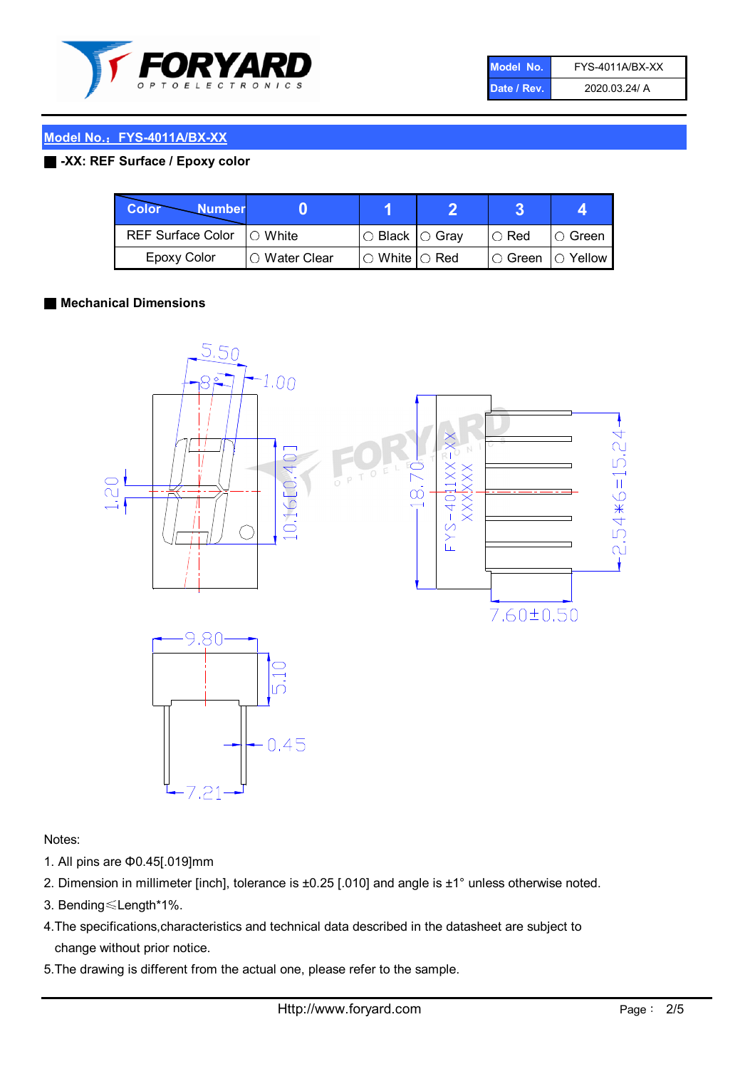| Model No. | FYS-4011A/BX-XX |
| --- | --- |
| Date / Rev. | 2020.03.24/ A |

## Model No.：FYS-4011A/BX-XX

### -XX: REF Surface / Epoxy color

| Color \ Number | 0 | 1 | 2 | 3 | 4 |
| --- | --- | --- | --- | --- | --- |
| REF Surface Color | ○ White | ○ Black | ○ Gray | ○ Red | ○ Green |
| Epoxy Color | ○ Water Clear | ○ White | ○ Red | ○ Green | ○ Yellow |

### Mechanical Dimensions

5.50
8°
1.00
1.20
10.16[0.400]
18.70
FYS-4011XX-XX
XXXXXX
2.54*6=15.24
7.60±0.50
9.80
5.10
0.45
7.21

Notes:

1. All pins are Φ0.45[.019]mm
2. Dimension in millimeter [inch], tolerance is ±0.25 [.010] and angle is ±1° unless otherwise noted.
3. Bending≤Length*1%.
4. The specifications,characteristics and technical data described in the datasheet are subject to change without prior notice.
5. The drawing is different from the actual one, please refer to the sample.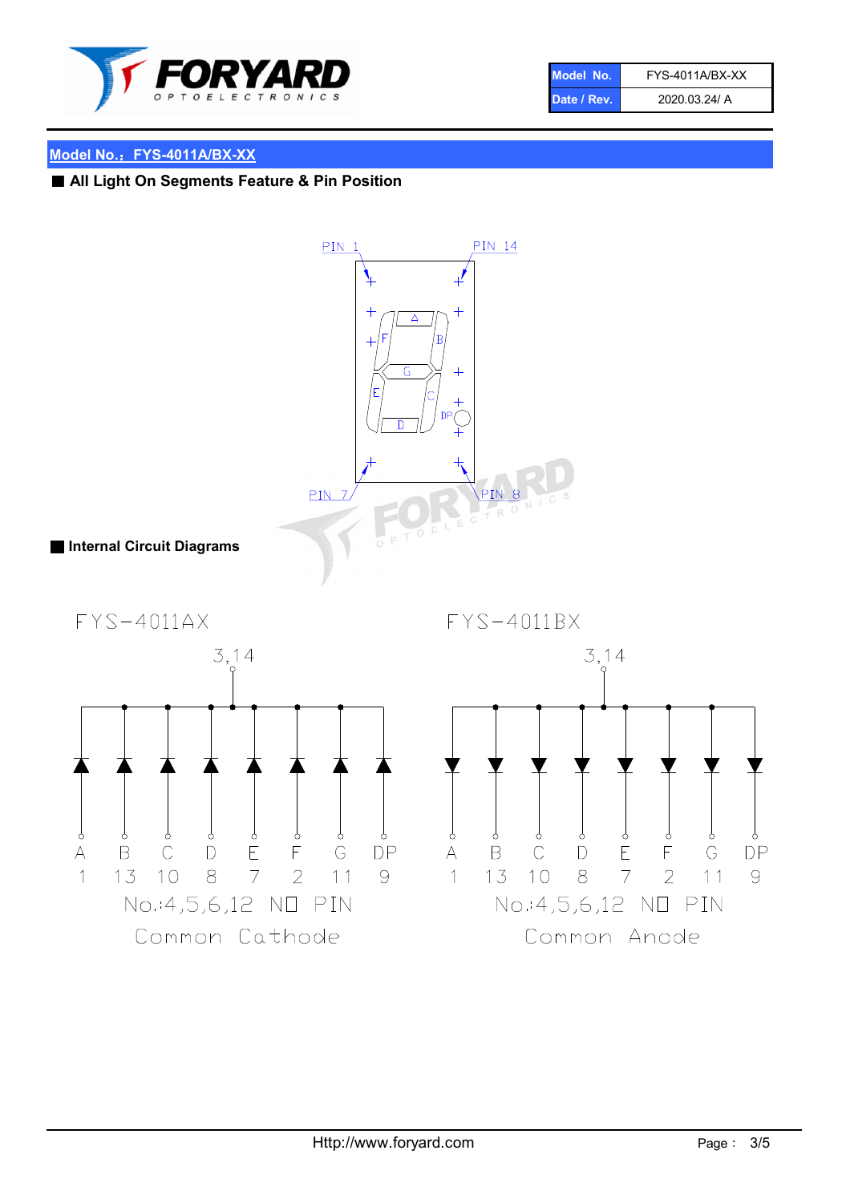## Model No.：FYS-4011A/BX-XX

### ■ All Light On Segments Feature & Pin Position

PIN 1
PIN 14
A
F
B
G
E
C
D
DP
PIN 7
PIN 8

### ■ Internal Circuit Diagrams

FYS-4011AX

3,14

A B C D E F G DP
1 13 10 8 7 2 11 9

No.:4,5,6,12 NO PIN

Common Cathode

FYS-4011BX

3,14

A B C D E F G DP
1 13 10 8 7 2 11 9

No.:4,5,6,12 NO PIN

Common Anode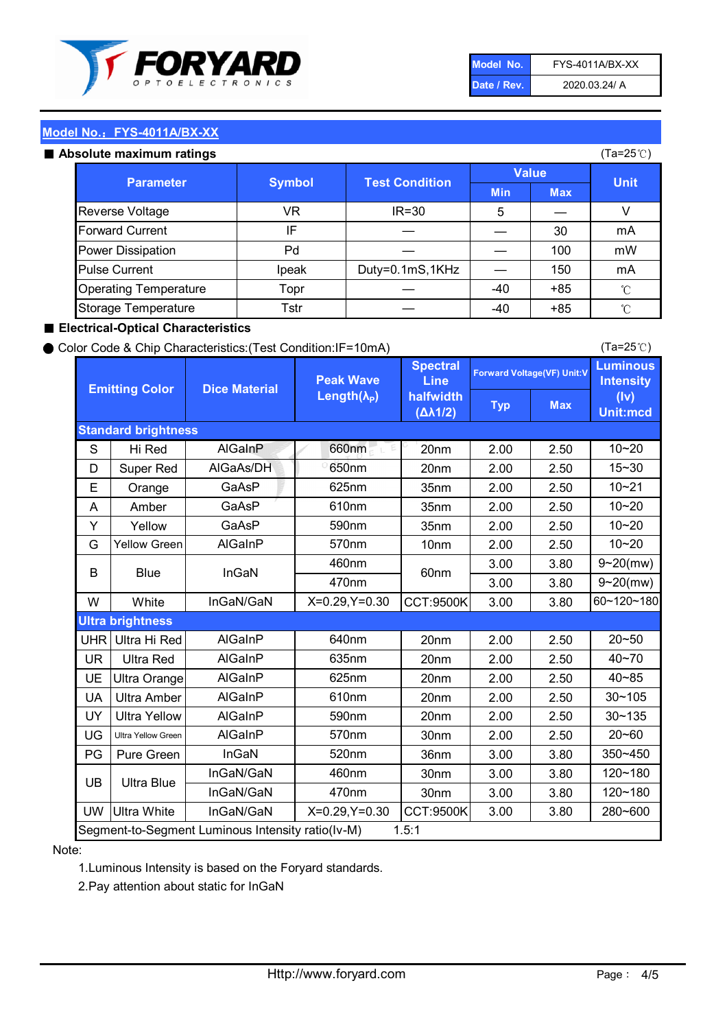| Model No. | FYS-4011A/BX-XX |
|---|---|
| Date / Rev. | 2020.03.24/ A |

## Model No.：FYS-4011A/BX-XX

### ■ Absolute maximum ratings

(Ta=25℃)

| Parameter | Symbol | Test Condition | Value | | Unit |
|---|---|---|---|---|---|
| | | | Min | Max | |
| Reverse Voltage | VR | IR=30 | 5 | — | V |
| Forward Current | IF | — | — | 30 | mA |
| Power Dissipation | Pd | — | — | 100 | mW |
| Pulse Current | Ipeak | Duty=0.1mS,1KHz | — | 150 | mA |
| Operating Temperature | Topr | — | -40 | +85 | ℃ |
| Storage Temperature | Tstr | — | -40 | +85 | ℃ |

### ■ Electrical-Optical Characteristics

● Color Code & Chip Characteristics:(Test Condition:IF=10mA)

(Ta=25℃)

| Emitting Color | | Dice Material | Peak Wave Length($\lambda_P$) | Spectral Line halfwidth ($\Delta\lambda 1/2$) | Forward Voltage(VF) Unit:V | | Luminous Intensity (Iv) Unit:mcd |
|---|---|---|---|---|---|---|---|
| | | | | | Typ | Max | |
| **Standard brightness** | | | | | | | |
| S | Hi Red | AlGaInP | 660nm | 20nm | 2.00 | 2.50 | 10~20 |
| D | Super Red | AlGaAs/DH | 650nm | 20nm | 2.00 | 2.50 | 15~30 |
| E | Orange | GaAsP | 625nm | 35nm | 2.00 | 2.50 | 10~21 |
| A | Amber | GaAsP | 610nm | 35nm | 2.00 | 2.50 | 10~20 |
| Y | Yellow | GaAsP | 590nm | 35nm | 2.00 | 2.50 | 10~20 |
| G | Yellow Green | AlGaInP | 570nm | 10nm | 2.00 | 2.50 | 10~20 |
| B | Blue | InGaN | 460nm | 60nm | 3.00 | 3.80 | 9~20(mw) |
| | | | 470nm | | 3.00 | 3.80 | 9~20(mw) |
| W | White | InGaN/GaN | X=0.29,Y=0.30 | CCT:9500K | 3.00 | 3.80 | 60~120~180 |
| **Ultra brightness** | | | | | | | |
| UHR | Ultra Hi Red | AlGaInP | 640nm | 20nm | 2.00 | 2.50 | 20~50 |
| UR | Ultra Red | AlGaInP | 635nm | 20nm | 2.00 | 2.50 | 40~70 |
| UE | Ultra Orange | AlGaInP | 625nm | 20nm | 2.00 | 2.50 | 40~85 |
| UA | Ultra Amber | AlGaInP | 610nm | 20nm | 2.00 | 2.50 | 30~105 |
| UY | Ultra Yellow | AlGaInP | 590nm | 20nm | 2.00 | 2.50 | 30~135 |
| UG | Ultra Yellow Green | AlGaInP | 570nm | 30nm | 2.00 | 2.50 | 20~60 |
| PG | Pure Green | InGaN | 520nm | 36nm | 3.00 | 3.80 | 350~450 |
| UB | Ultra Blue | InGaN/GaN | 460nm | 30nm | 3.00 | 3.80 | 120~180 |
| | | InGaN/GaN | 470nm | 30nm | 3.00 | 3.80 | 120~180 |
| UW | Ultra White | InGaN/GaN | X=0.29,Y=0.30 | CCT:9500K | 3.00 | 3.80 | 280~600 |
| Segment-to-Segment Luminous Intensity ratio(Iv-M) | | | | 1.5:1 | | | |

Note:

1.Luminous Intensity is based on the Foryard standards.

2.Pay attention about static for InGaN

Http://www.foryard.com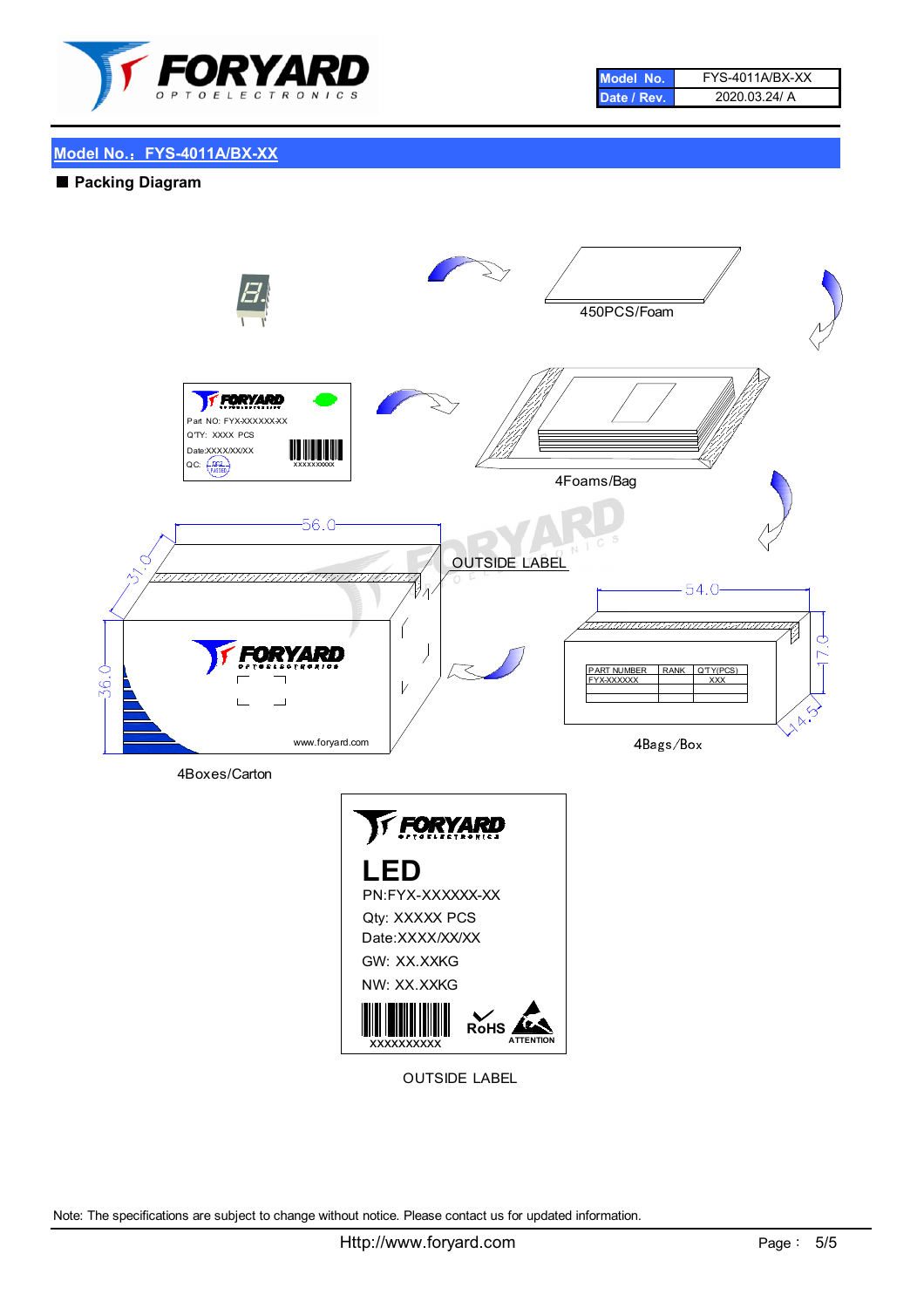| Model No. | FYS-4011A/BX-XX |
| --- | --- |
| Date / Rev. | 2020.03.24/ A |

## Model No.：FYS-4011A/BX-XX

■ **Packing Diagram**

450PCS/Foam

Part NO: FYX-XXXXXXX-XX
Q'TY: XXXX PCS
Date:XXXX/XX/XX
QC:

4Foams/Bag

56.0

31.0

36.0

OUTSIDE LABEL

www.foryard.com

4Boxes/Carton

54.0

17.0

14.5

| PART NUMBER | RANK | Q'TY(PCS) |
| --- | --- | --- |
| FYX-XXXXXX | | XXX |
| | | |
| | | |

4Bags/Box

LED
PN:FYX-XXXXXX-XX
Qty: XXXXX PCS
Date:XXXX/XX/XX
GW: XX.XXKG
NW: XX.XXKG
XXXXXXXXXX
RoHS
ATTENTION

OUTSIDE LABEL

Note: The specifications are subject to change without notice. Please contact us for updated information.

Http://www.foryard.com